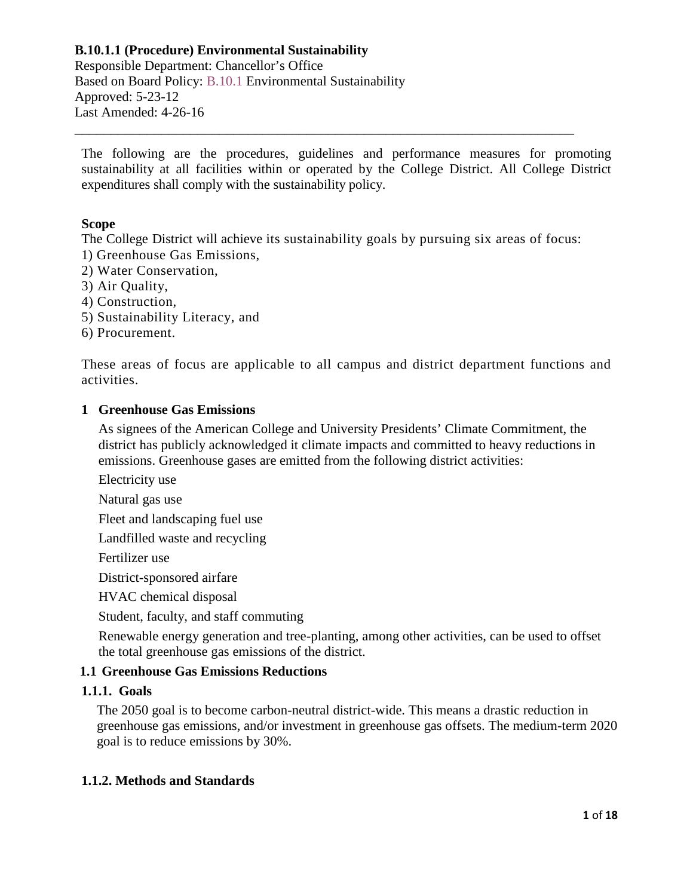**B.10.1.1 (Procedure) Environmental Sustainability**
Responsible Department: Chancellor's Office
Based on Board Policy: B.10.1 Environmental Sustainability
Approved: 5-23-12
Last Amended: 4-26-16

---

The following are the procedures, guidelines and performance measures for promoting sustainability at all facilities within or operated by the College District. All College District expenditures shall comply with the sustainability policy.

**Scope**

The College District will achieve its sustainability goals by pursuing six areas of focus:
1) Greenhouse Gas Emissions,
2) Water Conservation,
3) Air Quality,
4) Construction,
5) Sustainability Literacy, and
6) Procurement.

These areas of focus are applicable to all campus and district department functions and activities.

## 1 Greenhouse Gas Emissions

As signees of the American College and University Presidents' Climate Commitment, the district has publicly acknowledged it climate impacts and committed to heavy reductions in emissions. Greenhouse gases are emitted from the following district activities:

Electricity use

Natural gas use

Fleet and landscaping fuel use

Landfilled waste and recycling

Fertilizer use

District-sponsored airfare

HVAC chemical disposal

Student, faculty, and staff commuting

Renewable energy generation and tree-planting, among other activities, can be used to offset the total greenhouse gas emissions of the district.

### 1.1 Greenhouse Gas Emissions Reductions

#### 1.1.1. Goals

The 2050 goal is to become carbon-neutral district-wide. This means a drastic reduction in greenhouse gas emissions, and/or investment in greenhouse gas offsets. The medium-term 2020 goal is to reduce emissions by 30%.

#### 1.1.2. Methods and Standards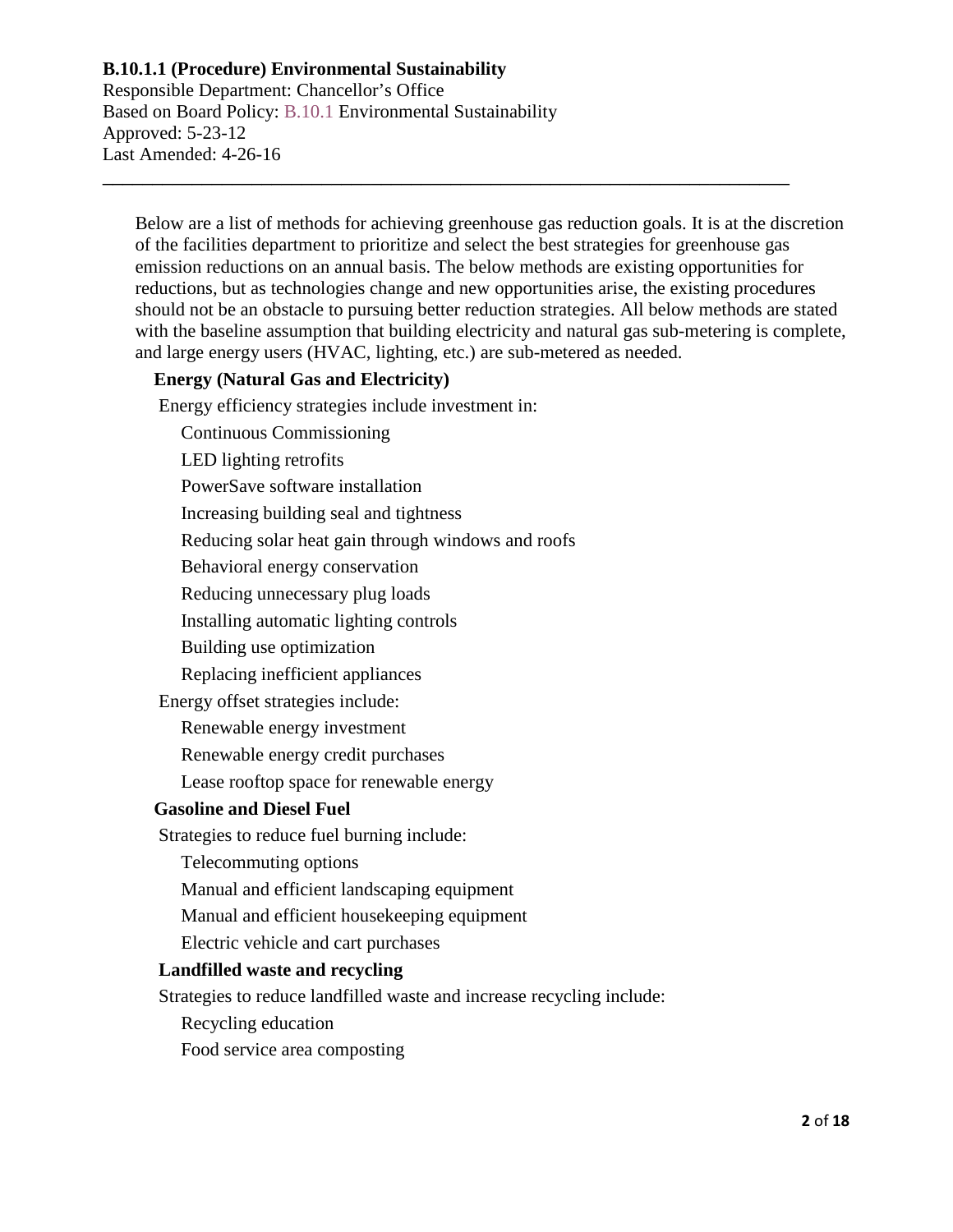**B.10.1.1 (Procedure) Environmental Sustainability**
Responsible Department: Chancellor's Office
Based on Board Policy: B.10.1 Environmental Sustainability
Approved: 5-23-12
Last Amended: 4-26-16

---

Below are a list of methods for achieving greenhouse gas reduction goals. It is at the discretion of the facilities department to prioritize and select the best strategies for greenhouse gas emission reductions on an annual basis. The below methods are existing opportunities for reductions, but as technologies change and new opportunities arise, the existing procedures should not be an obstacle to pursuing better reduction strategies. All below methods are stated with the baseline assumption that building electricity and natural gas sub-metering is complete, and large energy users (HVAC, lighting, etc.) are sub-metered as needed.

**Energy (Natural Gas and Electricity)**

Energy efficiency strategies include investment in:

- Continuous Commissioning
- LED lighting retrofits
- PowerSave software installation
- Increasing building seal and tightness
- Reducing solar heat gain through windows and roofs
- Behavioral energy conservation
- Reducing unnecessary plug loads
- Installing automatic lighting controls
- Building use optimization
- Replacing inefficient appliances

Energy offset strategies include:

- Renewable energy investment
- Renewable energy credit purchases
- Lease rooftop space for renewable energy

**Gasoline and Diesel Fuel**

Strategies to reduce fuel burning include:

- Telecommuting options
- Manual and efficient landscaping equipment
- Manual and efficient housekeeping equipment
- Electric vehicle and cart purchases

**Landfilled waste and recycling**

Strategies to reduce landfilled waste and increase recycling include:

- Recycling education
- Food service area composting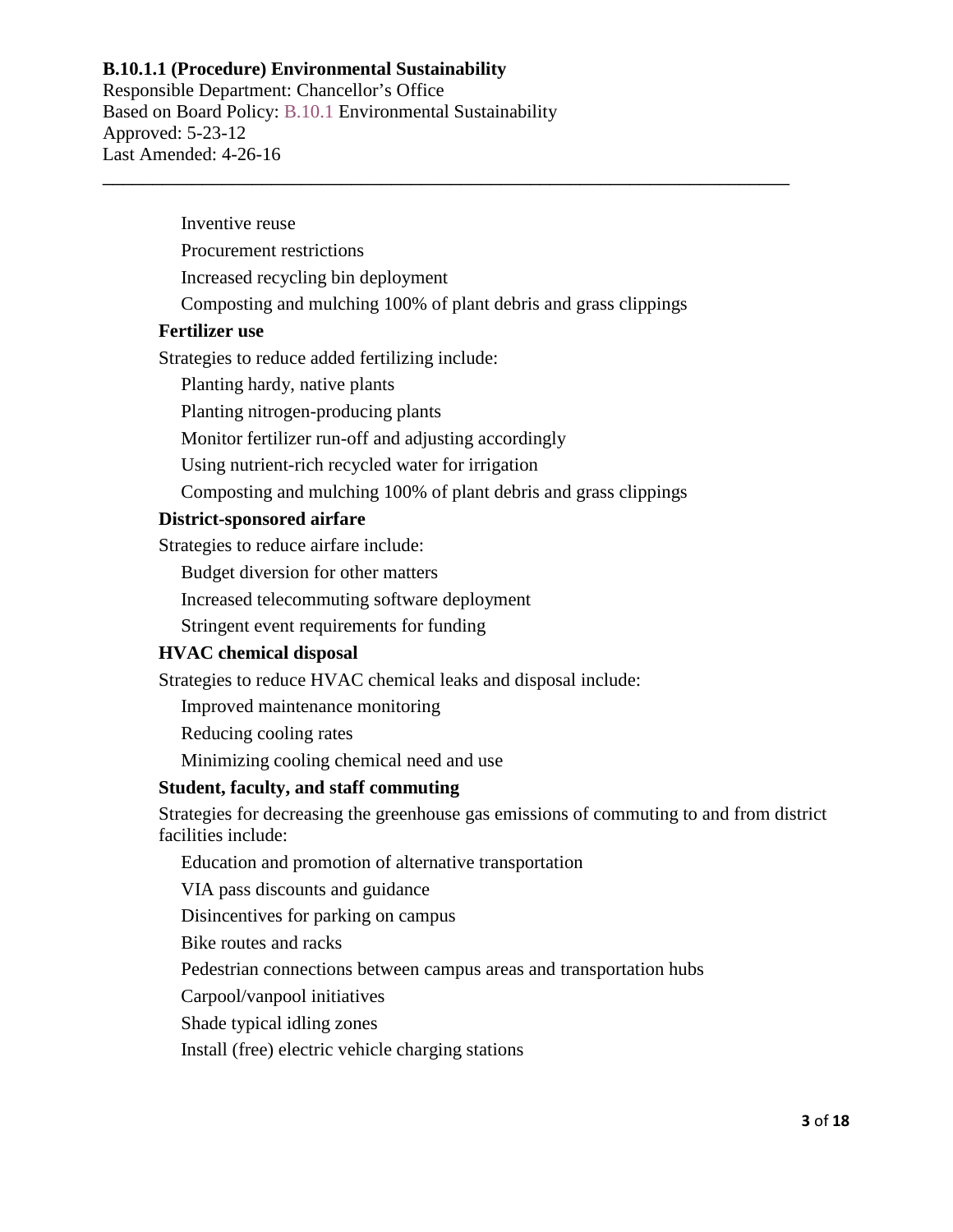Inventive reuse

Procurement restrictions

Increased recycling bin deployment

Composting and mulching 100% of plant debris and grass clippings

**Fertilizer use**

Strategies to reduce added fertilizing include:

Planting hardy, native plants

Planting nitrogen-producing plants

Monitor fertilizer run-off and adjusting accordingly

Using nutrient-rich recycled water for irrigation

Composting and mulching 100% of plant debris and grass clippings

**District-sponsored airfare**

Strategies to reduce airfare include:

Budget diversion for other matters

Increased telecommuting software deployment

Stringent event requirements for funding

**HVAC chemical disposal**

Strategies to reduce HVAC chemical leaks and disposal include:

Improved maintenance monitoring

Reducing cooling rates

Minimizing cooling chemical need and use

**Student, faculty, and staff commuting**

Strategies for decreasing the greenhouse gas emissions of commuting to and from district facilities include:

Education and promotion of alternative transportation

VIA pass discounts and guidance

Disincentives for parking on campus

Bike routes and racks

Pedestrian connections between campus areas and transportation hubs

Carpool/vanpool initiatives

Shade typical idling zones

Install (free) electric vehicle charging stations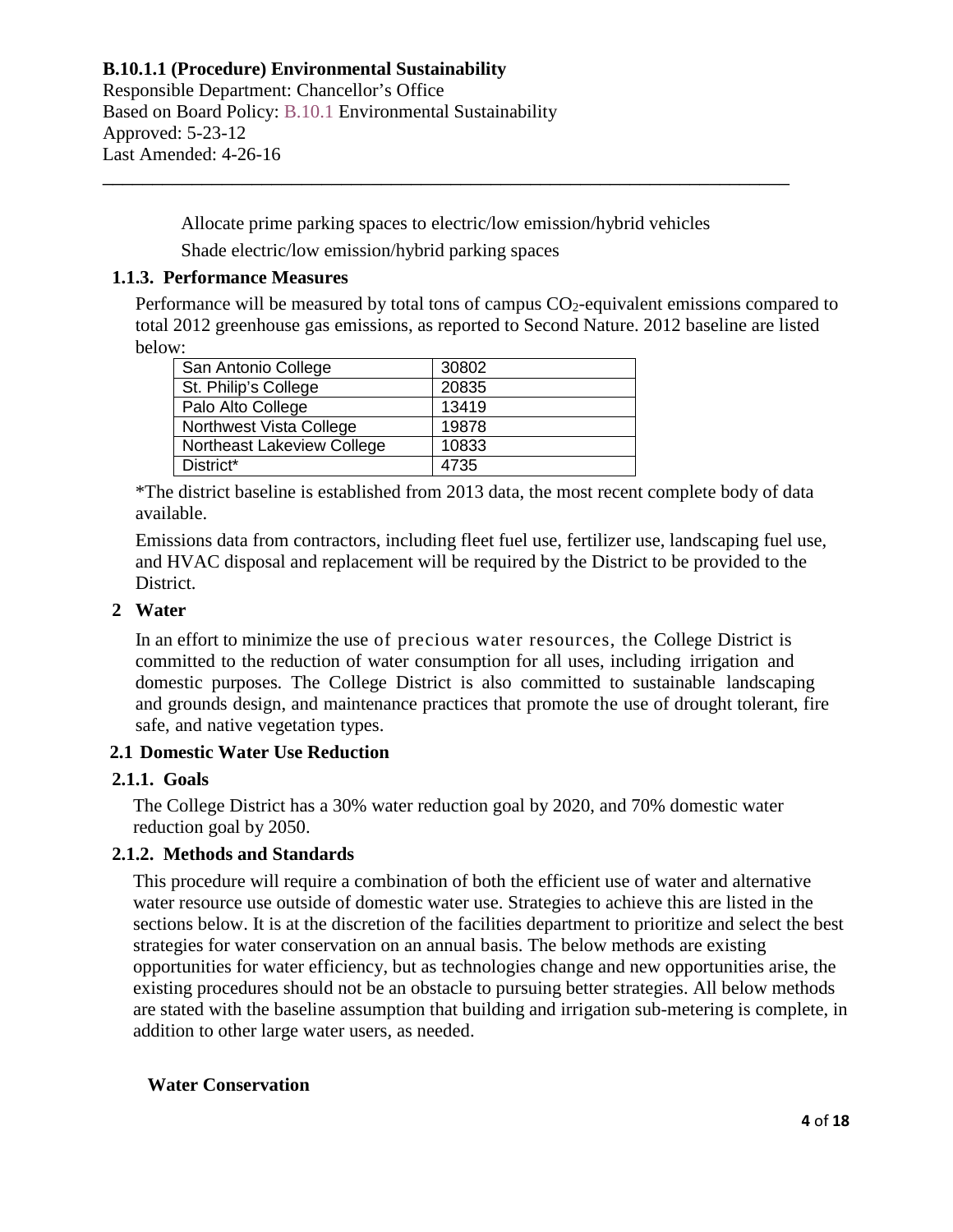Allocate prime parking spaces to electric/low emission/hybrid vehicles

Shade electric/low emission/hybrid parking spaces

### 1.1.3. Performance Measures

Performance will be measured by total tons of campus $CO_2$-equivalent emissions compared to total 2012 greenhouse gas emissions, as reported to Second Nature. 2012 baseline are listed below:

| | |
|---|---|
| San Antonio College | 30802 |
| St. Philip's College | 20835 |
| Palo Alto College | 13419 |
| Northwest Vista College | 19878 |
| Northeast Lakeview College | 10833 |
| District* | 4735 |

*The district baseline is established from 2013 data, the most recent complete body of data available.

Emissions data from contractors, including fleet fuel use, fertilizer use, landscaping fuel use, and HVAC disposal and replacement will be required by the District to be provided to the District.

## 2 Water

In an effort to minimize the use of precious water resources, the College District is committed to the reduction of water consumption for all uses, including irrigation and domestic purposes. The College District is also committed to sustainable landscaping and grounds design, and maintenance practices that promote the use of drought tolerant, fire safe, and native vegetation types.

### 2.1 Domestic Water Use Reduction

### 2.1.1. Goals

The College District has a 30% water reduction goal by 2020, and 70% domestic water reduction goal by 2050.

### 2.1.2. Methods and Standards

This procedure will require a combination of both the efficient use of water and alternative water resource use outside of domestic water use. Strategies to achieve this are listed in the sections below. It is at the discretion of the facilities department to prioritize and select the best strategies for water conservation on an annual basis. The below methods are existing opportunities for water efficiency, but as technologies change and new opportunities arise, the existing procedures should not be an obstacle to pursuing better strategies. All below methods are stated with the baseline assumption that building and irrigation sub-metering is complete, in addition to other large water users, as needed.

**Water Conservation**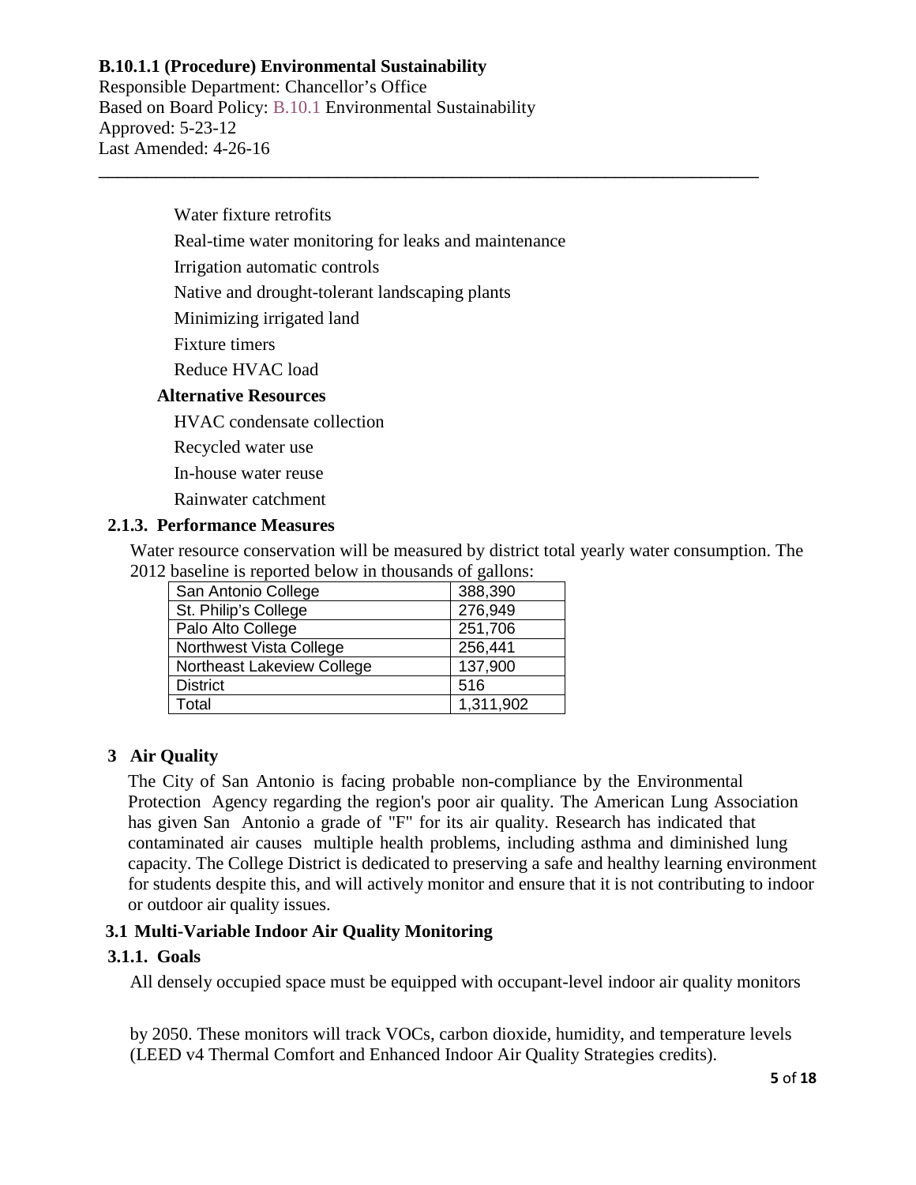Water fixture retrofits

Real-time water monitoring for leaks and maintenance

Irrigation automatic controls

Native and drought-tolerant landscaping plants

Minimizing irrigated land

Fixture timers

Reduce HVAC load

**Alternative Resources**

HVAC condensate collection

Recycled water use

In-house water reuse

Rainwater catchment

### 2.1.3. Performance Measures

Water resource conservation will be measured by district total yearly water consumption. The 2012 baseline is reported below in thousands of gallons:

| | |
|---|---|
| San Antonio College | 388,390 |
| St. Philip's College | 276,949 |
| Palo Alto College | 251,706 |
| Northwest Vista College | 256,441 |
| Northeast Lakeview College | 137,900 |
| District | 516 |
| Total | 1,311,902 |

## 3 Air Quality

The City of San Antonio is facing probable non-compliance by the Environmental Protection Agency regarding the region's poor air quality. The American Lung Association has given San Antonio a grade of "F" for its air quality. Research has indicated that contaminated air causes multiple health problems, including asthma and diminished lung capacity. The College District is dedicated to preserving a safe and healthy learning environment for students despite this, and will actively monitor and ensure that it is not contributing to indoor or outdoor air quality issues.

### 3.1 Multi-Variable Indoor Air Quality Monitoring

### 3.1.1. Goals

All densely occupied space must be equipped with occupant-level indoor air quality monitors by 2050. These monitors will track VOCs, carbon dioxide, humidity, and temperature levels (LEED v4 Thermal Comfort and Enhanced Indoor Air Quality Strategies credits).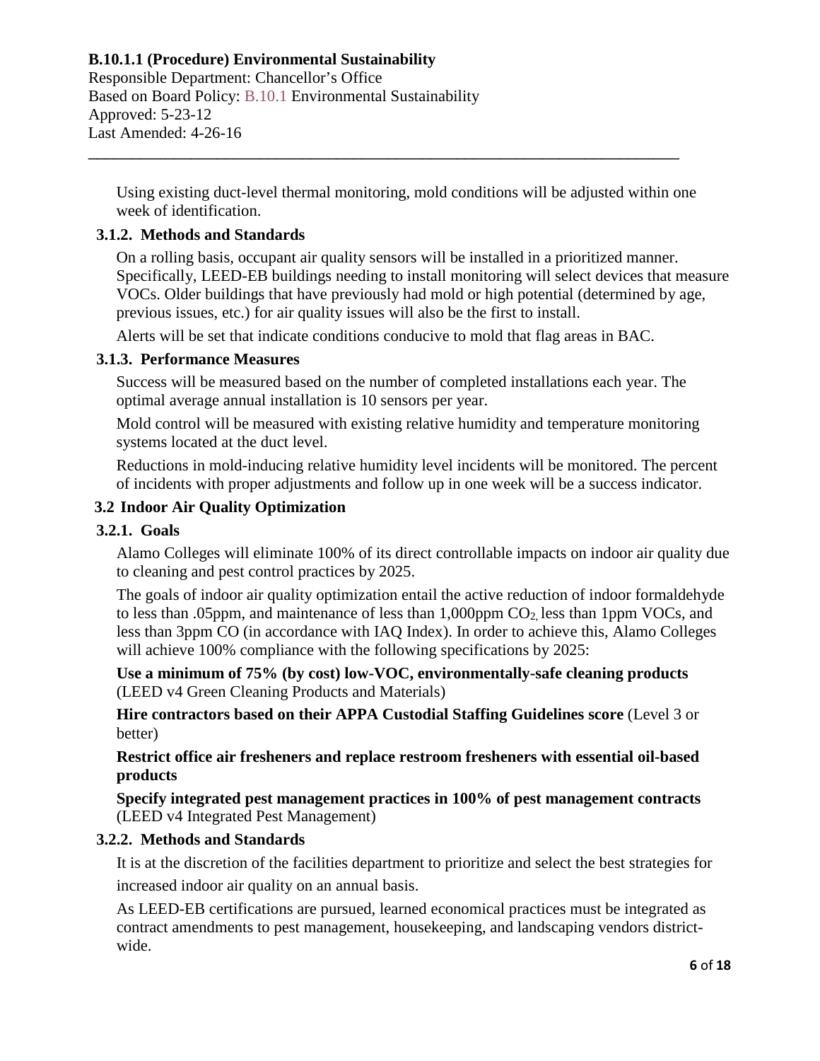Using existing duct-level thermal monitoring, mold conditions will be adjusted within one week of identification.

### 3.1.2. Methods and Standards

On a rolling basis, occupant air quality sensors will be installed in a prioritized manner. Specifically, LEED-EB buildings needing to install monitoring will select devices that measure VOCs. Older buildings that have previously had mold or high potential (determined by age, previous issues, etc.) for air quality issues will also be the first to install.

Alerts will be set that indicate conditions conducive to mold that flag areas in BAC.

### 3.1.3. Performance Measures

Success will be measured based on the number of completed installations each year. The optimal average annual installation is 10 sensors per year.

Mold control will be measured with existing relative humidity and temperature monitoring systems located at the duct level.

Reductions in mold-inducing relative humidity level incidents will be monitored. The percent of incidents with proper adjustments and follow up in one week will be a success indicator.

## 3.2 Indoor Air Quality Optimization

### 3.2.1. Goals

Alamo Colleges will eliminate 100% of its direct controllable impacts on indoor air quality due to cleaning and pest control practices by 2025.

The goals of indoor air quality optimization entail the active reduction of indoor formaldehyde to less than .05ppm, and maintenance of less than 1,000ppm $CO_2$, less than 1ppm VOCs, and less than 3ppm CO (in accordance with IAQ Index). In order to achieve this, Alamo Colleges will achieve 100% compliance with the following specifications by 2025:

**Use a minimum of 75% (by cost) low-VOC, environmentally-safe cleaning products** (LEED v4 Green Cleaning Products and Materials)

**Hire contractors based on their APPA Custodial Staffing Guidelines score** (Level 3 or better)

**Restrict office air fresheners and replace restroom fresheners with essential oil-based products**

**Specify integrated pest management practices in 100% of pest management contracts** (LEED v4 Integrated Pest Management)

### 3.2.2. Methods and Standards

It is at the discretion of the facilities department to prioritize and select the best strategies for increased indoor air quality on an annual basis.

As LEED-EB certifications are pursued, learned economical practices must be integrated as contract amendments to pest management, housekeeping, and landscaping vendors district-wide.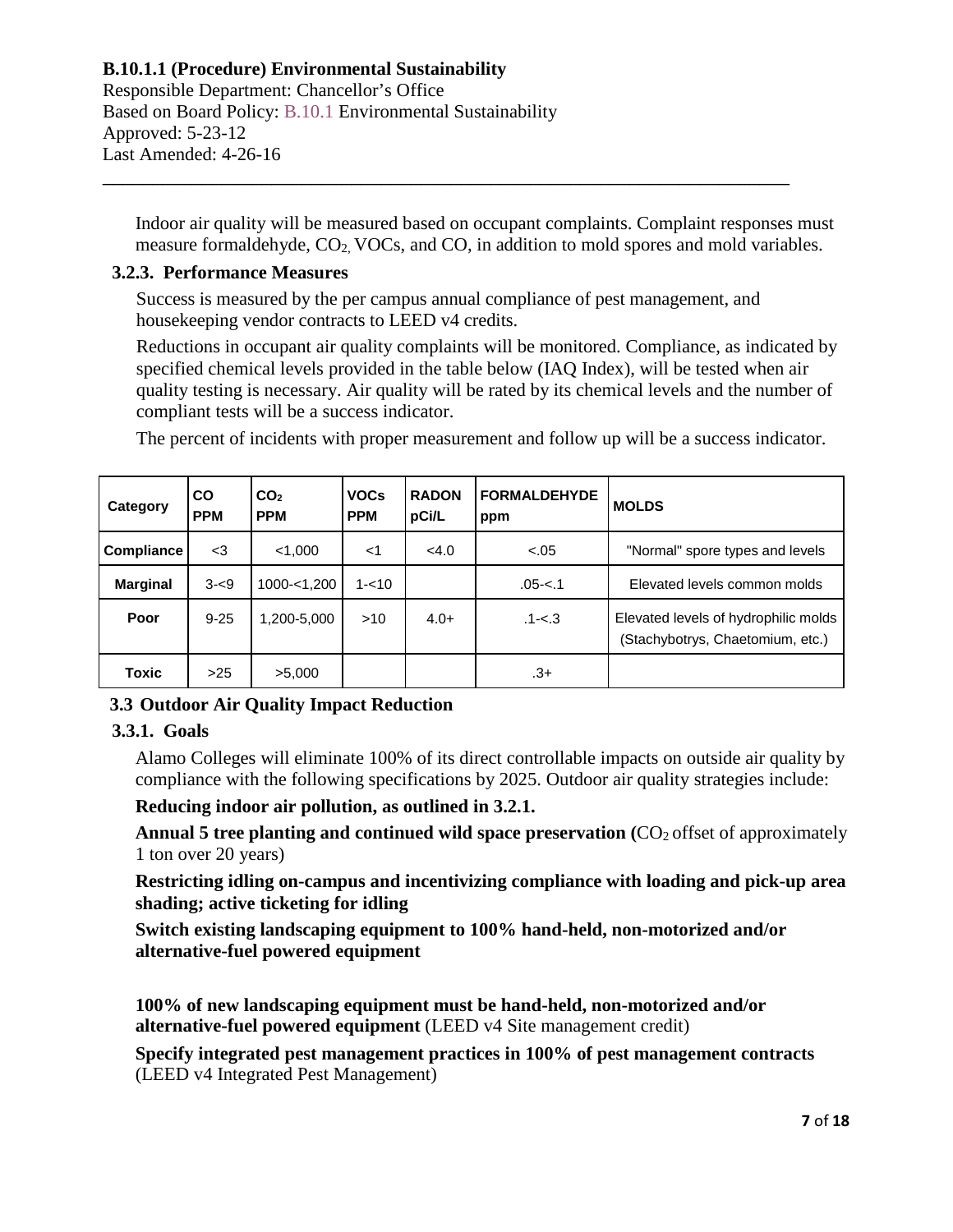Indoor air quality will be measured based on occupant complaints. Complaint responses must measure formaldehyde, $CO_2$, VOCs, and CO, in addition to mold spores and mold variables.

### 3.2.3. Performance Measures

Success is measured by the per campus annual compliance of pest management, and housekeeping vendor contracts to LEED v4 credits.

Reductions in occupant air quality complaints will be monitored. Compliance, as indicated by specified chemical levels provided in the table below (IAQ Index), will be tested when air quality testing is necessary. Air quality will be rated by its chemical levels and the number of compliant tests will be a success indicator.

The percent of incidents with proper measurement and follow up will be a success indicator.

| Category | CO PPM | $CO_2$ PPM | VOCs PPM | RADON pCi/L | FORMALDEHYDE ppm | MOLDS |
|---|---|---|---|---|---|---|
| **Compliance** | <3 | <1,000 | <1 | <4.0 | <.05 | "Normal" spore types and levels |
| **Marginal** | 3-<9 | 1000-<1,200 | 1-<10 | | .05-<.1 | Elevated levels common molds |
| **Poor** | 9-25 | 1,200-5,000 | >10 | 4.0+ | .1-<.3 | Elevated levels of hydrophilic molds (Stachybotrys, Chaetomium, etc.) |
| **Toxic** | >25 | >5,000 | | | .3+ | |

## 3.3 Outdoor Air Quality Impact Reduction

### 3.3.1. Goals

Alamo Colleges will eliminate 100% of its direct controllable impacts on outside air quality by compliance with the following specifications by 2025. Outdoor air quality strategies include:

**Reducing indoor air pollution, as outlined in 3.2.1.**

**Annual 5 tree planting and continued wild space preservation (**$CO_2$ offset of approximately 1 ton over 20 years)

**Restricting idling on-campus and incentivizing compliance with loading and pick-up area shading; active ticketing for idling**

**Switch existing landscaping equipment to 100% hand-held, non-motorized and/or alternative-fuel powered equipment**

**100% of new landscaping equipment must be hand-held, non-motorized and/or alternative-fuel powered equipment** (LEED v4 Site management credit)

**Specify integrated pest management practices in 100% of pest management contracts** (LEED v4 Integrated Pest Management)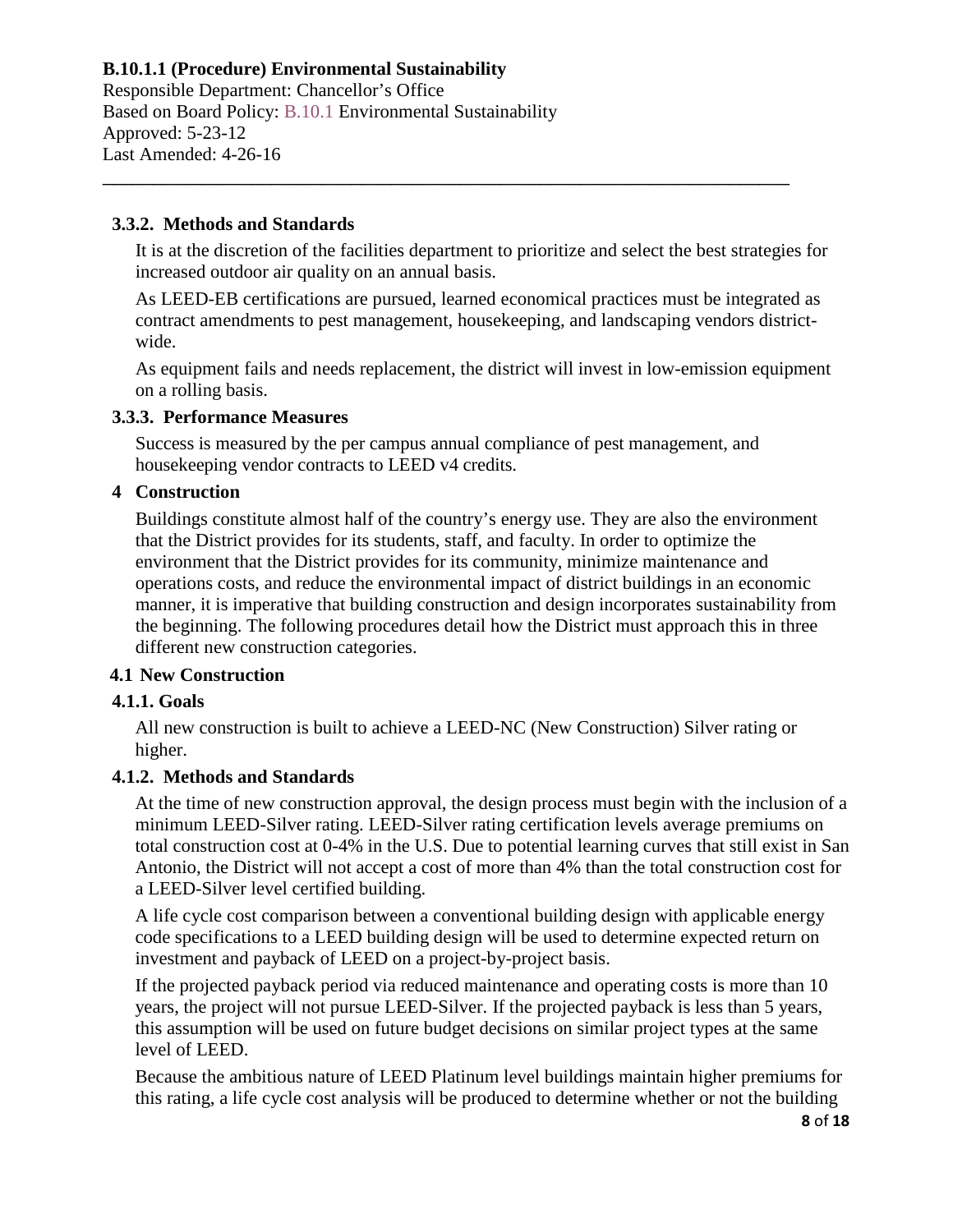**B.10.1.1 (Procedure) Environmental Sustainability**
Responsible Department: Chancellor's Office
Based on Board Policy: B.10.1 Environmental Sustainability
Approved: 5-23-12
Last Amended: 4-26-16

### 3.3.2. Methods and Standards

It is at the discretion of the facilities department to prioritize and select the best strategies for increased outdoor air quality on an annual basis.

As LEED-EB certifications are pursued, learned economical practices must be integrated as contract amendments to pest management, housekeeping, and landscaping vendors district-wide.

As equipment fails and needs replacement, the district will invest in low-emission equipment on a rolling basis.

### 3.3.3. Performance Measures

Success is measured by the per campus annual compliance of pest management, and housekeeping vendor contracts to LEED v4 credits.

## 4 Construction

Buildings constitute almost half of the country's energy use. They are also the environment that the District provides for its students, staff, and faculty. In order to optimize the environment that the District provides for its community, minimize maintenance and operations costs, and reduce the environmental impact of district buildings in an economic manner, it is imperative that building construction and design incorporates sustainability from the beginning. The following procedures detail how the District must approach this in three different new construction categories.

### 4.1 New Construction

### 4.1.1. Goals

All new construction is built to achieve a LEED-NC (New Construction) Silver rating or higher.

### 4.1.2. Methods and Standards

At the time of new construction approval, the design process must begin with the inclusion of a minimum LEED-Silver rating. LEED-Silver rating certification levels average premiums on total construction cost at 0-4% in the U.S. Due to potential learning curves that still exist in San Antonio, the District will not accept a cost of more than 4% than the total construction cost for a LEED-Silver level certified building.

A life cycle cost comparison between a conventional building design with applicable energy code specifications to a LEED building design will be used to determine expected return on investment and payback of LEED on a project-by-project basis.

If the projected payback period via reduced maintenance and operating costs is more than 10 years, the project will not pursue LEED-Silver. If the projected payback is less than 5 years, this assumption will be used on future budget decisions on similar project types at the same level of LEED.

Because the ambitious nature of LEED Platinum level buildings maintain higher premiums for this rating, a life cycle cost analysis will be produced to determine whether or not the building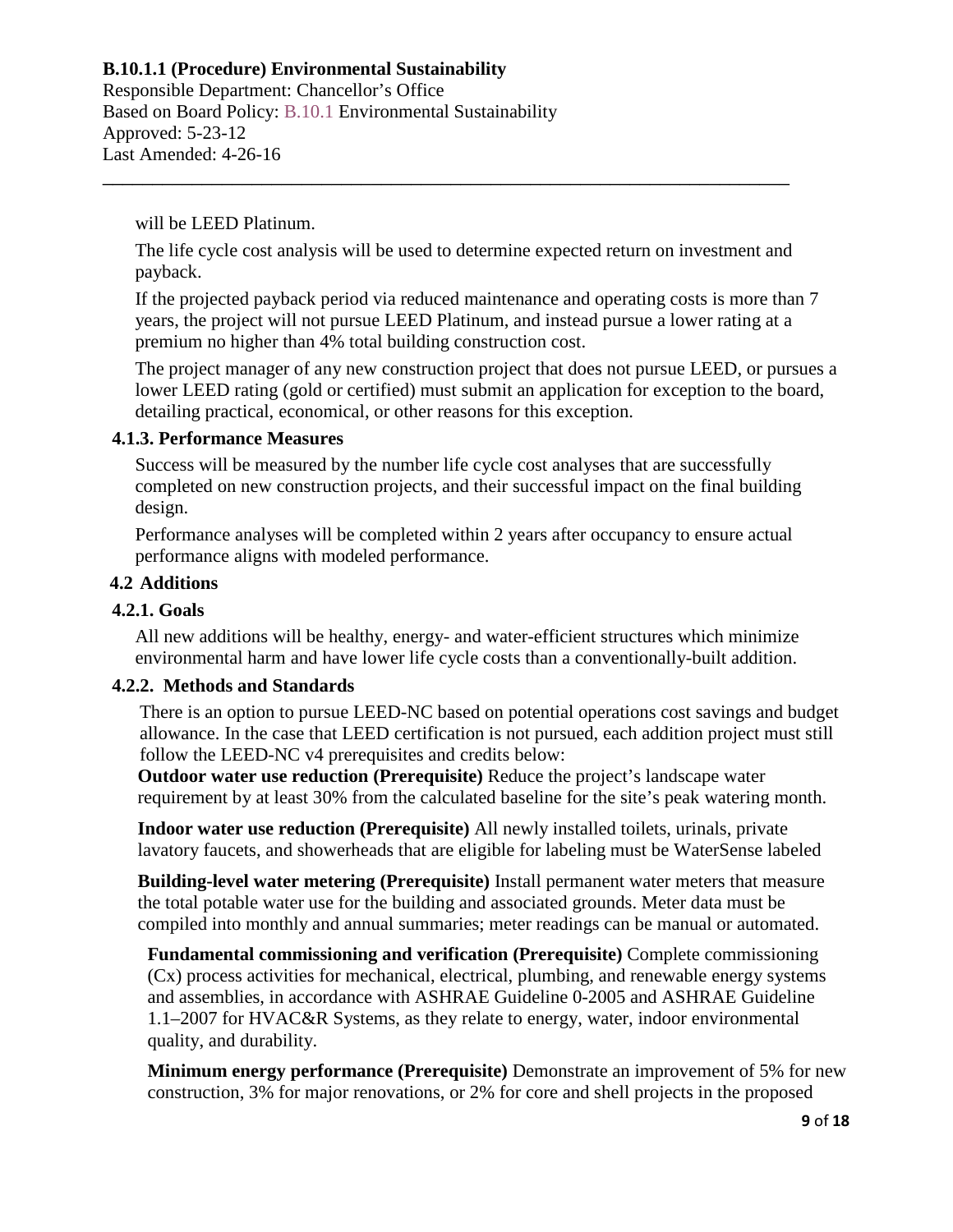will be LEED Platinum.

The life cycle cost analysis will be used to determine expected return on investment and payback.

If the projected payback period via reduced maintenance and operating costs is more than 7 years, the project will not pursue LEED Platinum, and instead pursue a lower rating at a premium no higher than 4% total building construction cost.

The project manager of any new construction project that does not pursue LEED, or pursues a lower LEED rating (gold or certified) must submit an application for exception to the board, detailing practical, economical, or other reasons for this exception.

### 4.1.3. Performance Measures

Success will be measured by the number life cycle cost analyses that are successfully completed on new construction projects, and their successful impact on the final building design.

Performance analyses will be completed within 2 years after occupancy to ensure actual performance aligns with modeled performance.

## 4.2 Additions

### 4.2.1. Goals

All new additions will be healthy, energy- and water-efficient structures which minimize environmental harm and have lower life cycle costs than a conventionally-built addition.

### 4.2.2. Methods and Standards

There is an option to pursue LEED-NC based on potential operations cost savings and budget allowance. In the case that LEED certification is not pursued, each addition project must still follow the LEED-NC v4 prerequisites and credits below:

**Outdoor water use reduction (Prerequisite)** Reduce the project's landscape water requirement by at least 30% from the calculated baseline for the site's peak watering month.

**Indoor water use reduction (Prerequisite)** All newly installed toilets, urinals, private lavatory faucets, and showerheads that are eligible for labeling must be WaterSense labeled

**Building-level water metering (Prerequisite)** Install permanent water meters that measure the total potable water use for the building and associated grounds. Meter data must be compiled into monthly and annual summaries; meter readings can be manual or automated.

**Fundamental commissioning and verification (Prerequisite)** Complete commissioning (Cx) process activities for mechanical, electrical, plumbing, and renewable energy systems and assemblies, in accordance with ASHRAE Guideline 0-2005 and ASHRAE Guideline 1.1–2007 for HVAC&R Systems, as they relate to energy, water, indoor environmental quality, and durability.

**Minimum energy performance (Prerequisite)** Demonstrate an improvement of 5% for new construction, 3% for major renovations, or 2% for core and shell projects in the proposed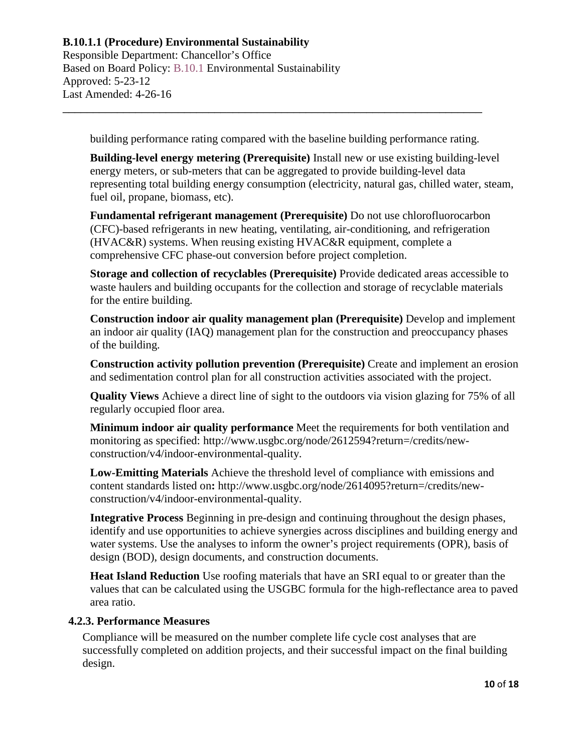building performance rating compared with the baseline building performance rating.

**Building-level energy metering (Prerequisite)** Install new or use existing building-level energy meters, or sub-meters that can be aggregated to provide building-level data representing total building energy consumption (electricity, natural gas, chilled water, steam, fuel oil, propane, biomass, etc).

**Fundamental refrigerant management (Prerequisite)** Do not use chlorofluorocarbon (CFC)-based refrigerants in new heating, ventilating, air-conditioning, and refrigeration (HVAC&R) systems. When reusing existing HVAC&R equipment, complete a comprehensive CFC phase-out conversion before project completion.

**Storage and collection of recyclables (Prerequisite)** Provide dedicated areas accessible to waste haulers and building occupants for the collection and storage of recyclable materials for the entire building.

**Construction indoor air quality management plan (Prerequisite)** Develop and implement an indoor air quality (IAQ) management plan for the construction and preoccupancy phases of the building.

**Construction activity pollution prevention (Prerequisite)** Create and implement an erosion and sedimentation control plan for all construction activities associated with the project.

**Quality Views** Achieve a direct line of sight to the outdoors via vision glazing for 75% of all regularly occupied floor area.

**Minimum indoor air quality performance** Meet the requirements for both ventilation and monitoring as specified: http://www.usgbc.org/node/2612594?return=/credits/new-construction/v4/indoor-environmental-quality.

**Low-Emitting Materials** Achieve the threshold level of compliance with emissions and content standards listed on**:** http://www.usgbc.org/node/2614095?return=/credits/new-construction/v4/indoor-environmental-quality.

**Integrative Process** Beginning in pre-design and continuing throughout the design phases, identify and use opportunities to achieve synergies across disciplines and building energy and water systems. Use the analyses to inform the owner's project requirements (OPR), basis of design (BOD), design documents, and construction documents.

**Heat Island Reduction** Use roofing materials that have an SRI equal to or greater than the values that can be calculated using the USGBC formula for the high-reflectance area to paved area ratio.

### 4.2.3. Performance Measures

Compliance will be measured on the number complete life cycle cost analyses that are successfully completed on addition projects, and their successful impact on the final building design.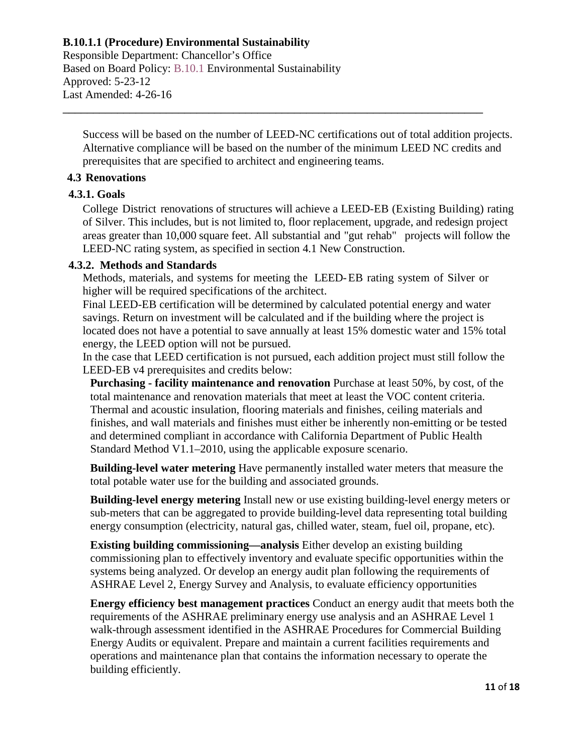**B.10.1.1 (Procedure) Environmental Sustainability**
Responsible Department: Chancellor's Office
Based on Board Policy: B.10.1 Environmental Sustainability
Approved: 5-23-12
Last Amended: 4-26-16

---

Success will be based on the number of LEED-NC certifications out of total addition projects. Alternative compliance will be based on the number of the minimum LEED NC credits and prerequisites that are specified to architect and engineering teams.

### 4.3 Renovations

#### 4.3.1. Goals

College District renovations of structures will achieve a LEED-EB (Existing Building) rating of Silver. This includes, but is not limited to, floor replacement, upgrade, and redesign project areas greater than 10,000 square feet. All substantial and "gut rehab" projects will follow the LEED-NC rating system, as specified in section 4.1 New Construction.

#### 4.3.2. Methods and Standards

Methods, materials, and systems for meeting the LEED-EB rating system of Silver or higher will be required specifications of the architect.

Final LEED-EB certification will be determined by calculated potential energy and water savings. Return on investment will be calculated and if the building where the project is located does not have a potential to save annually at least 15% domestic water and 15% total energy, the LEED option will not be pursued.

In the case that LEED certification is not pursued, each addition project must still follow the LEED-EB v4 prerequisites and credits below:

**Purchasing - facility maintenance and renovation** Purchase at least 50%, by cost, of the total maintenance and renovation materials that meet at least the VOC content criteria. Thermal and acoustic insulation, flooring materials and finishes, ceiling materials and finishes, and wall materials and finishes must either be inherently non-emitting or be tested and determined compliant in accordance with California Department of Public Health Standard Method V1.1–2010, using the applicable exposure scenario.

**Building-level water metering** Have permanently installed water meters that measure the total potable water use for the building and associated grounds.

**Building-level energy metering** Install new or use existing building-level energy meters or sub-meters that can be aggregated to provide building-level data representing total building energy consumption (electricity, natural gas, chilled water, steam, fuel oil, propane, etc).

**Existing building commissioning—analysis** Either develop an existing building commissioning plan to effectively inventory and evaluate specific opportunities within the systems being analyzed. Or develop an energy audit plan following the requirements of ASHRAE Level 2, Energy Survey and Analysis, to evaluate efficiency opportunities

**Energy efficiency best management practices** Conduct an energy audit that meets both the requirements of the ASHRAE preliminary energy use analysis and an ASHRAE Level 1 walk-through assessment identified in the ASHRAE Procedures for Commercial Building Energy Audits or equivalent. Prepare and maintain a current facilities requirements and operations and maintenance plan that contains the information necessary to operate the building efficiently.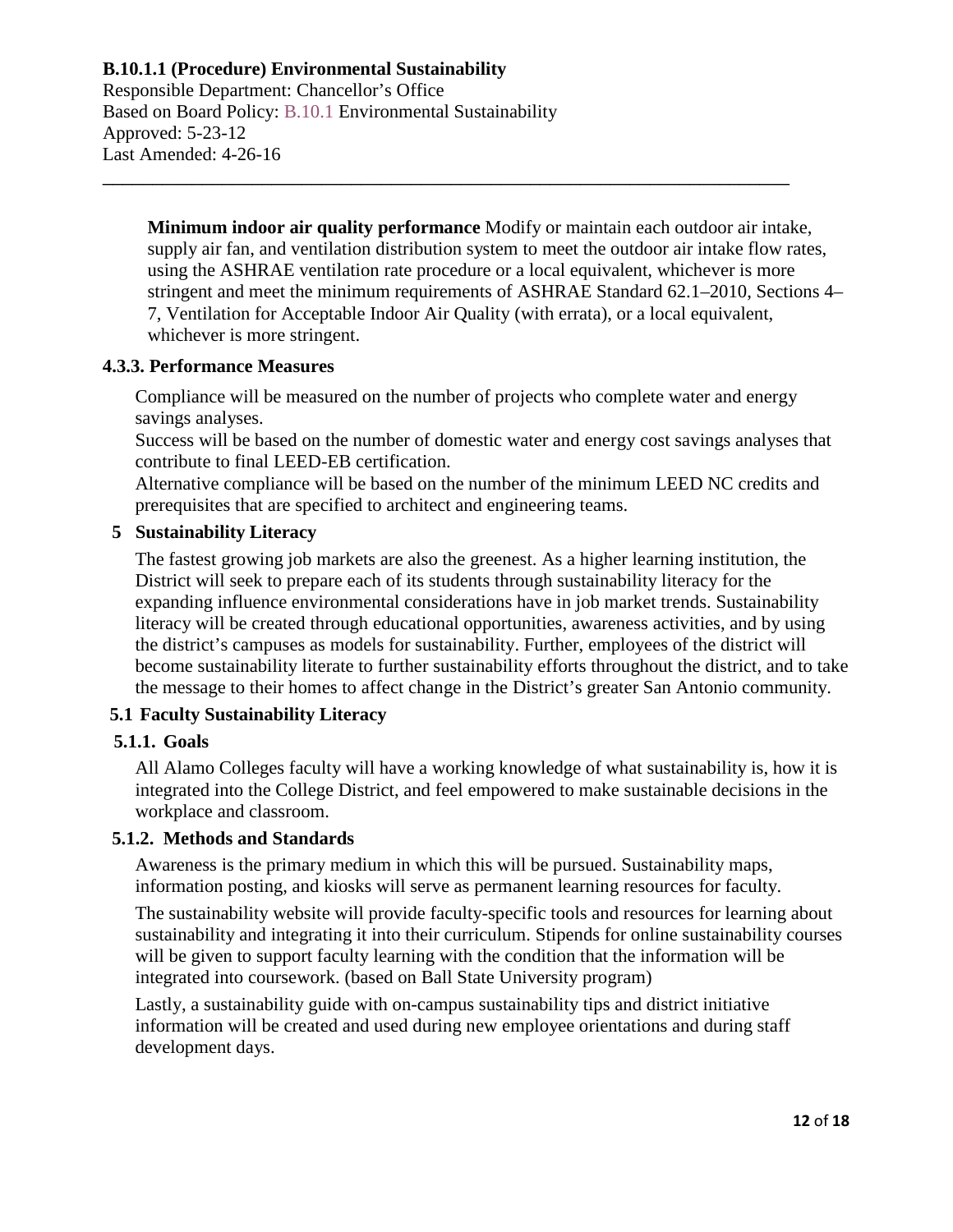**Minimum indoor air quality performance** Modify or maintain each outdoor air intake, supply air fan, and ventilation distribution system to meet the outdoor air intake flow rates, using the ASHRAE ventilation rate procedure or a local equivalent, whichever is more stringent and meet the minimum requirements of ASHRAE Standard 62.1–2010, Sections 4–7, Ventilation for Acceptable Indoor Air Quality (with errata), or a local equivalent, whichever is more stringent.

#### 4.3.3. Performance Measures

Compliance will be measured on the number of projects who complete water and energy savings analyses.

Success will be based on the number of domestic water and energy cost savings analyses that contribute to final LEED-EB certification.

Alternative compliance will be based on the number of the minimum LEED NC credits and prerequisites that are specified to architect and engineering teams.

## 5 Sustainability Literacy

The fastest growing job markets are also the greenest. As a higher learning institution, the District will seek to prepare each of its students through sustainability literacy for the expanding influence environmental considerations have in job market trends. Sustainability literacy will be created through educational opportunities, awareness activities, and by using the district's campuses as models for sustainability. Further, employees of the district will become sustainability literate to further sustainability efforts throughout the district, and to take the message to their homes to affect change in the District's greater San Antonio community.

### 5.1 Faculty Sustainability Literacy

#### 5.1.1. Goals

All Alamo Colleges faculty will have a working knowledge of what sustainability is, how it is integrated into the College District, and feel empowered to make sustainable decisions in the workplace and classroom.

#### 5.1.2. Methods and Standards

Awareness is the primary medium in which this will be pursued. Sustainability maps, information posting, and kiosks will serve as permanent learning resources for faculty.

The sustainability website will provide faculty-specific tools and resources for learning about sustainability and integrating it into their curriculum. Stipends for online sustainability courses will be given to support faculty learning with the condition that the information will be integrated into coursework. (based on Ball State University program)

Lastly, a sustainability guide with on-campus sustainability tips and district initiative information will be created and used during new employee orientations and during staff development days.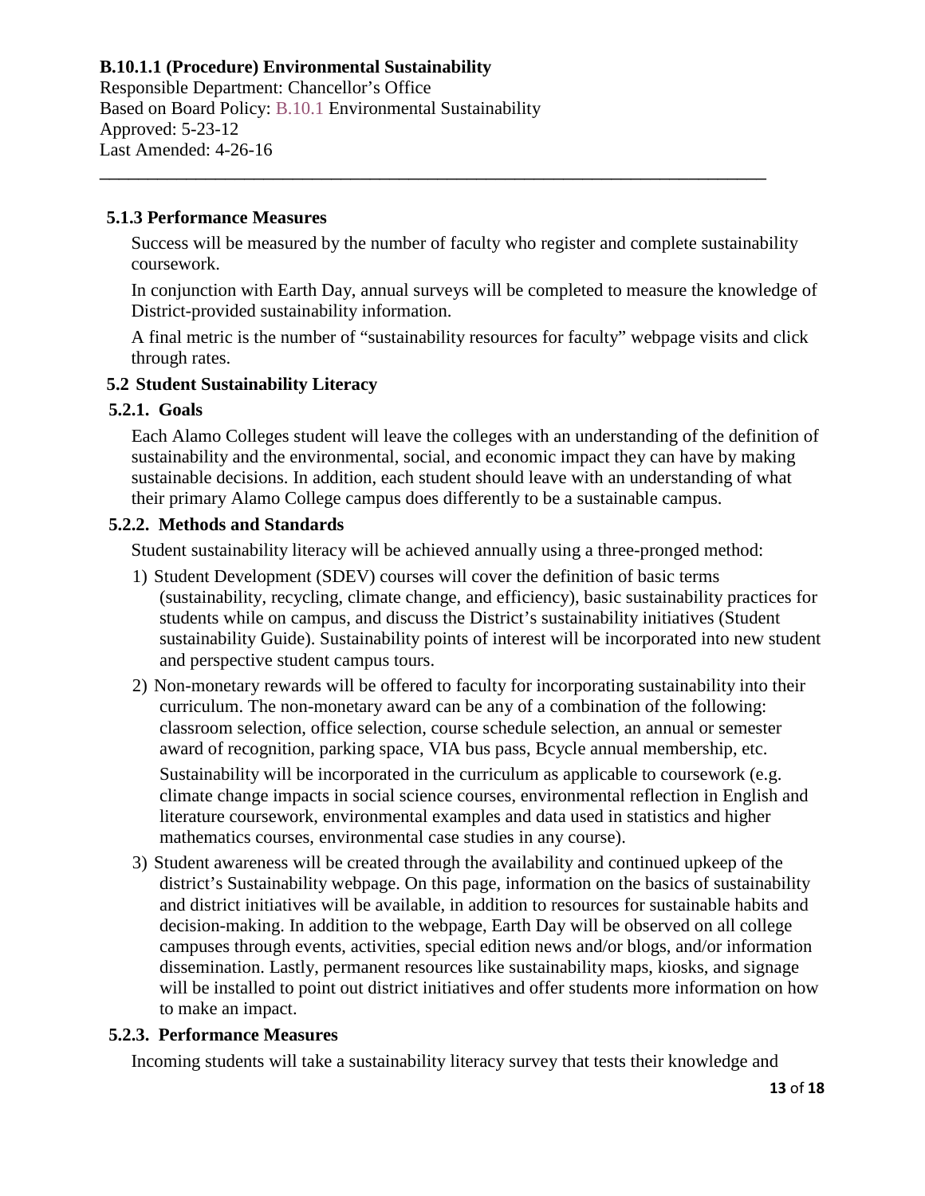**B.10.1.1 (Procedure) Environmental Sustainability**
Responsible Department: Chancellor's Office
Based on Board Policy: B.10.1 Environmental Sustainability
Approved: 5-23-12
Last Amended: 4-26-16

---

### 5.1.3 Performance Measures

Success will be measured by the number of faculty who register and complete sustainability coursework.

In conjunction with Earth Day, annual surveys will be completed to measure the knowledge of District-provided sustainability information.

A final metric is the number of "sustainability resources for faculty" webpage visits and click through rates.

## 5.2 Student Sustainability Literacy

### 5.2.1. Goals

Each Alamo Colleges student will leave the colleges with an understanding of the definition of sustainability and the environmental, social, and economic impact they can have by making sustainable decisions. In addition, each student should leave with an understanding of what their primary Alamo College campus does differently to be a sustainable campus.

### 5.2.2. Methods and Standards

Student sustainability literacy will be achieved annually using a three-pronged method:

1) Student Development (SDEV) courses will cover the definition of basic terms (sustainability, recycling, climate change, and efficiency), basic sustainability practices for students while on campus, and discuss the District's sustainability initiatives (Student sustainability Guide). Sustainability points of interest will be incorporated into new student and perspective student campus tours.
2) Non-monetary rewards will be offered to faculty for incorporating sustainability into their curriculum. The non-monetary award can be any of a combination of the following: classroom selection, office selection, course schedule selection, an annual or semester award of recognition, parking space, VIA bus pass, Bcycle annual membership, etc.

   Sustainability will be incorporated in the curriculum as applicable to coursework (e.g. climate change impacts in social science courses, environmental reflection in English and literature coursework, environmental examples and data used in statistics and higher mathematics courses, environmental case studies in any course).
3) Student awareness will be created through the availability and continued upkeep of the district's Sustainability webpage. On this page, information on the basics of sustainability and district initiatives will be available, in addition to resources for sustainable habits and decision-making. In addition to the webpage, Earth Day will be observed on all college campuses through events, activities, special edition news and/or blogs, and/or information dissemination. Lastly, permanent resources like sustainability maps, kiosks, and signage will be installed to point out district initiatives and offer students more information on how to make an impact.

### 5.2.3. Performance Measures

Incoming students will take a sustainability literacy survey that tests their knowledge and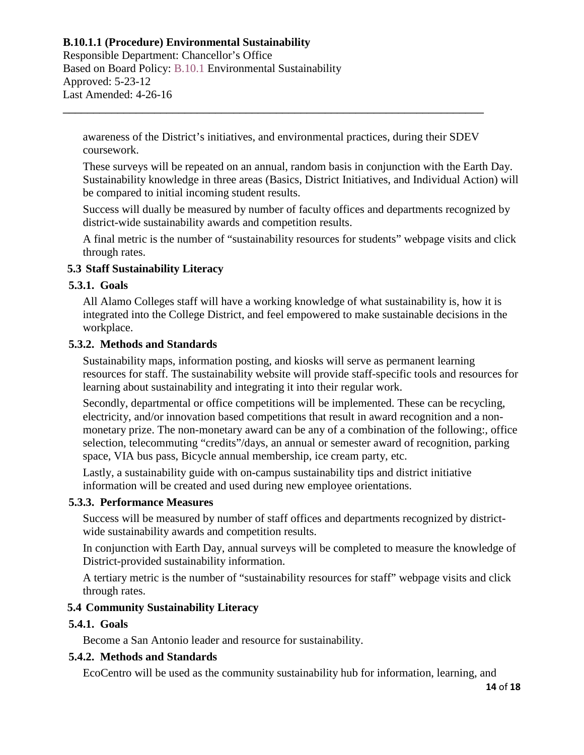awareness of the District's initiatives, and environmental practices, during their SDEV coursework.

These surveys will be repeated on an annual, random basis in conjunction with the Earth Day. Sustainability knowledge in three areas (Basics, District Initiatives, and Individual Action) will be compared to initial incoming student results.

Success will dually be measured by number of faculty offices and departments recognized by district-wide sustainability awards and competition results.

A final metric is the number of "sustainability resources for students" webpage visits and click through rates.

**5.3 Staff Sustainability Literacy**

**5.3.1. Goals**

All Alamo Colleges staff will have a working knowledge of what sustainability is, how it is integrated into the College District, and feel empowered to make sustainable decisions in the workplace.

**5.3.2. Methods and Standards**

Sustainability maps, information posting, and kiosks will serve as permanent learning resources for staff. The sustainability website will provide staff-specific tools and resources for learning about sustainability and integrating it into their regular work.

Secondly, departmental or office competitions will be implemented. These can be recycling, electricity, and/or innovation based competitions that result in award recognition and a non-monetary prize. The non-monetary award can be any of a combination of the following:, office selection, telecommuting "credits"/days, an annual or semester award of recognition, parking space, VIA bus pass, Bicycle annual membership, ice cream party, etc.

Lastly, a sustainability guide with on-campus sustainability tips and district initiative information will be created and used during new employee orientations.

**5.3.3. Performance Measures**

Success will be measured by number of staff offices and departments recognized by district-wide sustainability awards and competition results.

In conjunction with Earth Day, annual surveys will be completed to measure the knowledge of District-provided sustainability information.

A tertiary metric is the number of "sustainability resources for staff" webpage visits and click through rates.

**5.4 Community Sustainability Literacy**

**5.4.1. Goals**

Become a San Antonio leader and resource for sustainability.

**5.4.2. Methods and Standards**

EcoCentro will be used as the community sustainability hub for information, learning, and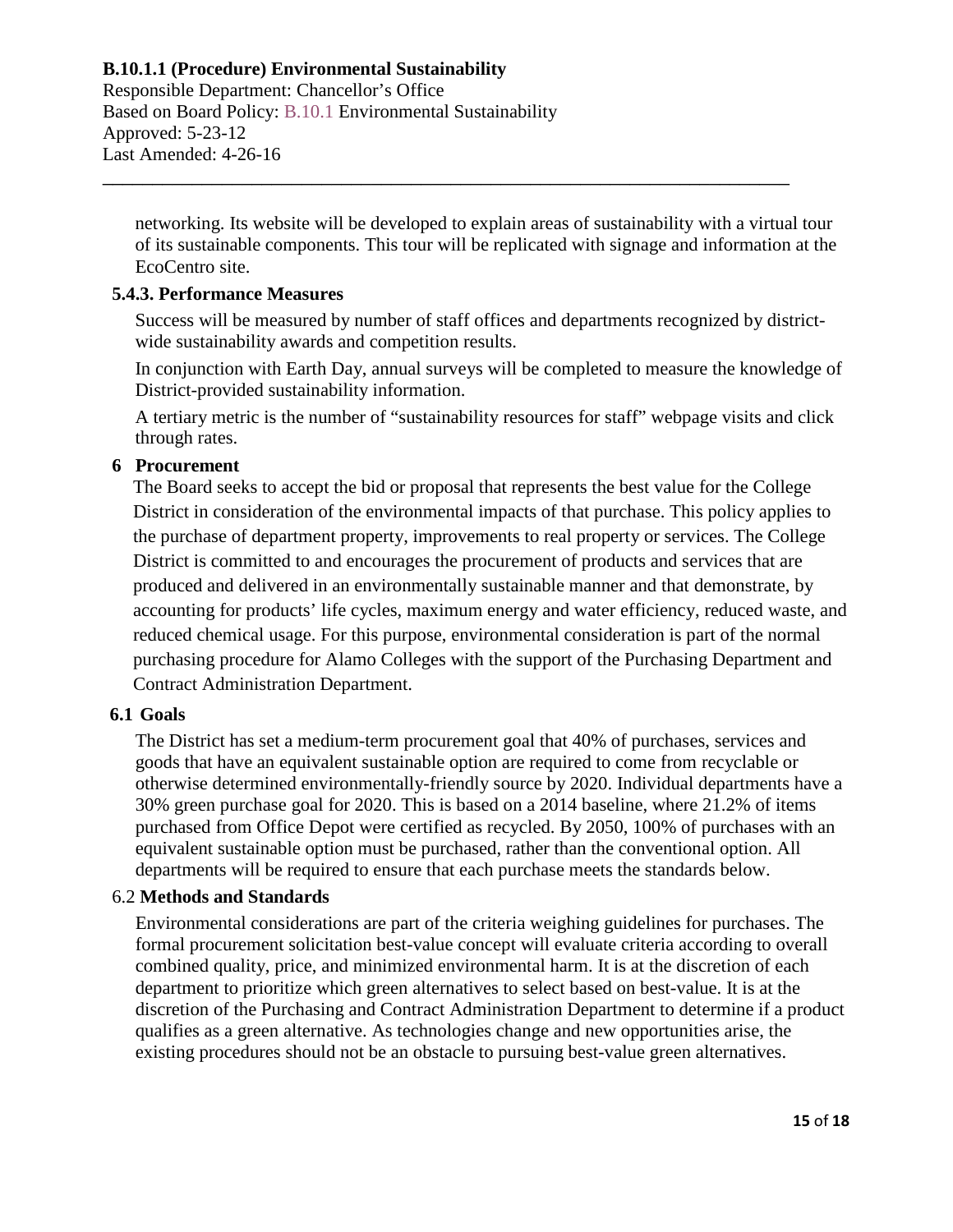networking. Its website will be developed to explain areas of sustainability with a virtual tour of its sustainable components. This tour will be replicated with signage and information at the EcoCentro site.

### 5.4.3. Performance Measures

Success will be measured by number of staff offices and departments recognized by district-wide sustainability awards and competition results.

In conjunction with Earth Day, annual surveys will be completed to measure the knowledge of District-provided sustainability information.

A tertiary metric is the number of "sustainability resources for staff" webpage visits and click through rates.

## 6 Procurement

The Board seeks to accept the bid or proposal that represents the best value for the College District in consideration of the environmental impacts of that purchase. This policy applies to the purchase of department property, improvements to real property or services. The College District is committed to and encourages the procurement of products and services that are produced and delivered in an environmentally sustainable manner and that demonstrate, by accounting for products' life cycles, maximum energy and water efficiency, reduced waste, and reduced chemical usage. For this purpose, environmental consideration is part of the normal purchasing procedure for Alamo Colleges with the support of the Purchasing Department and Contract Administration Department.

### 6.1 Goals

The District has set a medium-term procurement goal that 40% of purchases, services and goods that have an equivalent sustainable option are required to come from recyclable or otherwise determined environmentally-friendly source by 2020. Individual departments have a 30% green purchase goal for 2020. This is based on a 2014 baseline, where 21.2% of items purchased from Office Depot were certified as recycled. By 2050, 100% of purchases with an equivalent sustainable option must be purchased, rather than the conventional option. All departments will be required to ensure that each purchase meets the standards below.

### 6.2 Methods and Standards

Environmental considerations are part of the criteria weighing guidelines for purchases. The formal procurement solicitation best-value concept will evaluate criteria according to overall combined quality, price, and minimized environmental harm. It is at the discretion of each department to prioritize which green alternatives to select based on best-value. It is at the discretion of the Purchasing and Contract Administration Department to determine if a product qualifies as a green alternative. As technologies change and new opportunities arise, the existing procedures should not be an obstacle to pursuing best-value green alternatives.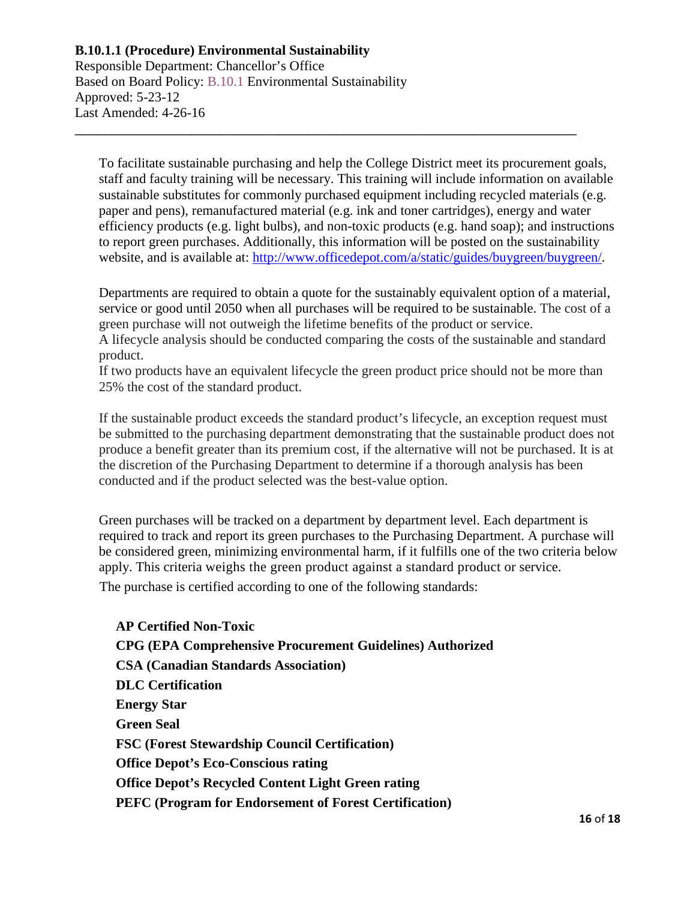**B.10.1.1 (Procedure) Environmental Sustainability**
Responsible Department: Chancellor's Office
Based on Board Policy: B.10.1 Environmental Sustainability
Approved: 5-23-12
Last Amended: 4-26-16

---

To facilitate sustainable purchasing and help the College District meet its procurement goals, staff and faculty training will be necessary. This training will include information on available sustainable substitutes for commonly purchased equipment including recycled materials (e.g. paper and pens), remanufactured material (e.g. ink and toner cartridges), energy and water efficiency products (e.g. light bulbs), and non-toxic products (e.g. hand soap); and instructions to report green purchases. Additionally, this information will be posted on the sustainability website, and is available at: [http://www.officedepot.com/a/static/guides/buygreen/buygreen/](http://www.officedepot.com/a/static/guides/buygreen/buygreen/).

Departments are required to obtain a quote for the sustainably equivalent option of a material, service or good until 2050 when all purchases will be required to be sustainable. The cost of a green purchase will not outweigh the lifetime benefits of the product or service.
A lifecycle analysis should be conducted comparing the costs of the sustainable and standard product.
If two products have an equivalent lifecycle the green product price should not be more than 25% the cost of the standard product.

If the sustainable product exceeds the standard product's lifecycle, an exception request must be submitted to the purchasing department demonstrating that the sustainable product does not produce a benefit greater than its premium cost, if the alternative will not be purchased. It is at the discretion of the Purchasing Department to determine if a thorough analysis has been conducted and if the product selected was the best-value option.

Green purchases will be tracked on a department by department level. Each department is required to track and report its green purchases to the Purchasing Department. A purchase will be considered green, minimizing environmental harm, if it fulfills one of the two criteria below apply. This criteria weighs the green product against a standard product or service.
The purchase is certified according to one of the following standards:

**AP Certified Non-Toxic**
**CPG (EPA Comprehensive Procurement Guidelines) Authorized**
**CSA (Canadian Standards Association)**
**DLC Certification**
**Energy Star**
**Green Seal**
**FSC (Forest Stewardship Council Certification)**
**Office Depot's Eco-Conscious rating**
**Office Depot's Recycled Content Light Green rating**
**PEFC (Program for Endorsement of Forest Certification)**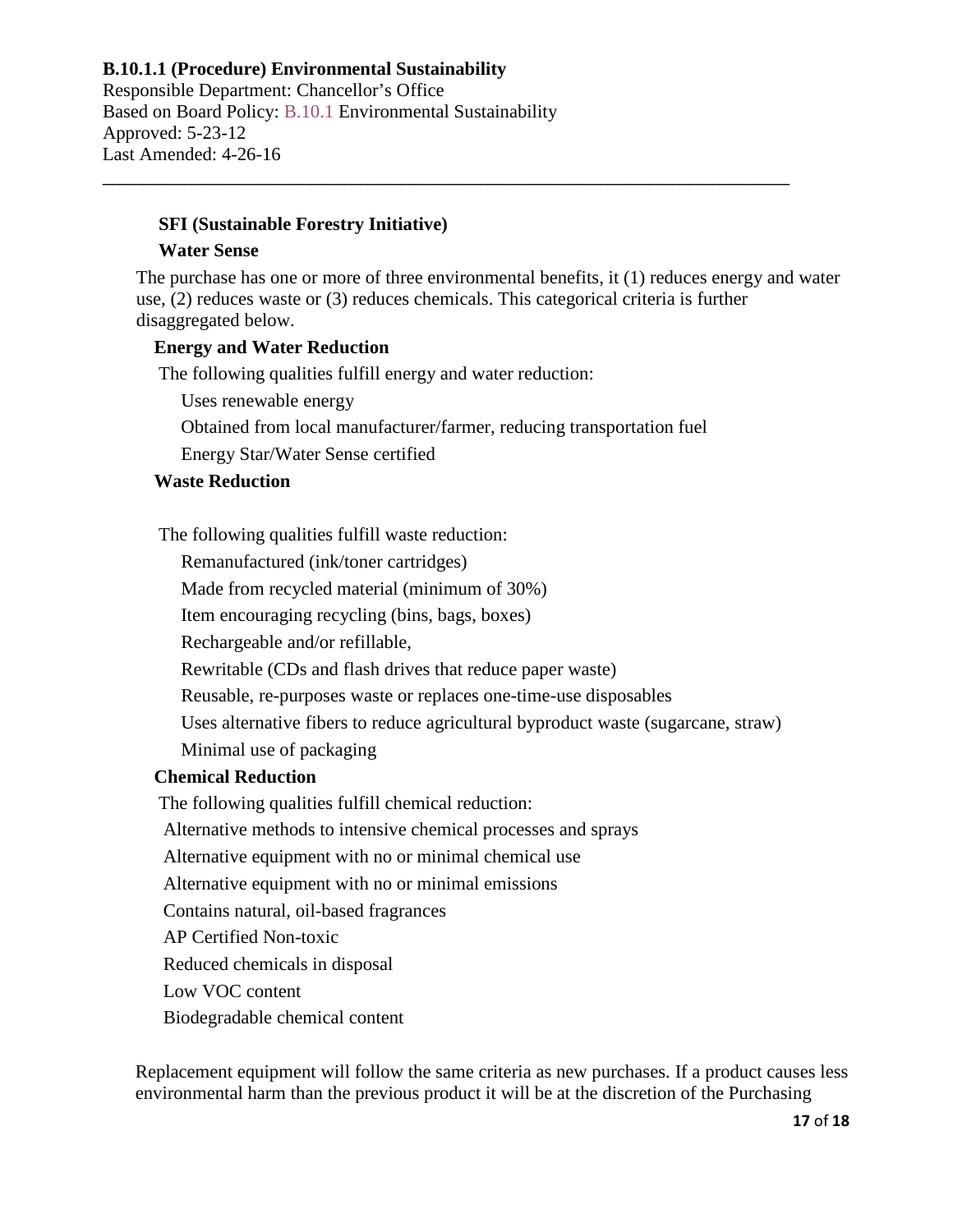**B.10.1.1 (Procedure) Environmental Sustainability**
Responsible Department: Chancellor's Office
Based on Board Policy: B.10.1 Environmental Sustainability
Approved: 5-23-12
Last Amended: 4-26-16

---

**SFI (Sustainable Forestry Initiative)**

**Water Sense**

The purchase has one or more of three environmental benefits, it (1) reduces energy and water use, (2) reduces waste or (3) reduces chemicals. This categorical criteria is further disaggregated below.

**Energy and Water Reduction**

The following qualities fulfill energy and water reduction:

- Uses renewable energy
- Obtained from local manufacturer/farmer, reducing transportation fuel
- Energy Star/Water Sense certified

**Waste Reduction**

The following qualities fulfill waste reduction:

- Remanufactured (ink/toner cartridges)
- Made from recycled material (minimum of 30%)
- Item encouraging recycling (bins, bags, boxes)
- Rechargeable and/or refillable,
- Rewritable (CDs and flash drives that reduce paper waste)
- Reusable, re-purposes waste or replaces one-time-use disposables
- Uses alternative fibers to reduce agricultural byproduct waste (sugarcane, straw)
- Minimal use of packaging

**Chemical Reduction**

The following qualities fulfill chemical reduction:

- Alternative methods to intensive chemical processes and sprays
- Alternative equipment with no or minimal chemical use
- Alternative equipment with no or minimal emissions
- Contains natural, oil-based fragrances
- AP Certified Non-toxic
- Reduced chemicals in disposal
- Low VOC content
- Biodegradable chemical content

Replacement equipment will follow the same criteria as new purchases. If a product causes less environmental harm than the previous product it will be at the discretion of the Purchasing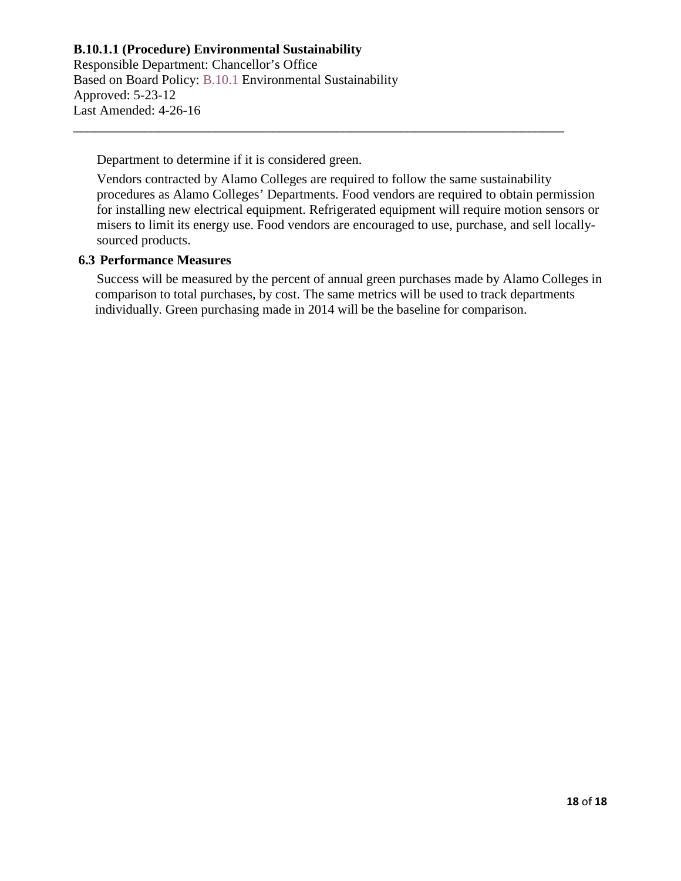Department to determine if it is considered green.

Vendors contracted by Alamo Colleges are required to follow the same sustainability procedures as Alamo Colleges' Departments. Food vendors are required to obtain permission for installing new electrical equipment. Refrigerated equipment will require motion sensors or misers to limit its energy use. Food vendors are encouraged to use, purchase, and sell locally-sourced products.

**6.3 Performance Measures**

Success will be measured by the percent of annual green purchases made by Alamo Colleges in comparison to total purchases, by cost. The same metrics will be used to track departments individually. Green purchasing made in 2014 will be the baseline for comparison.